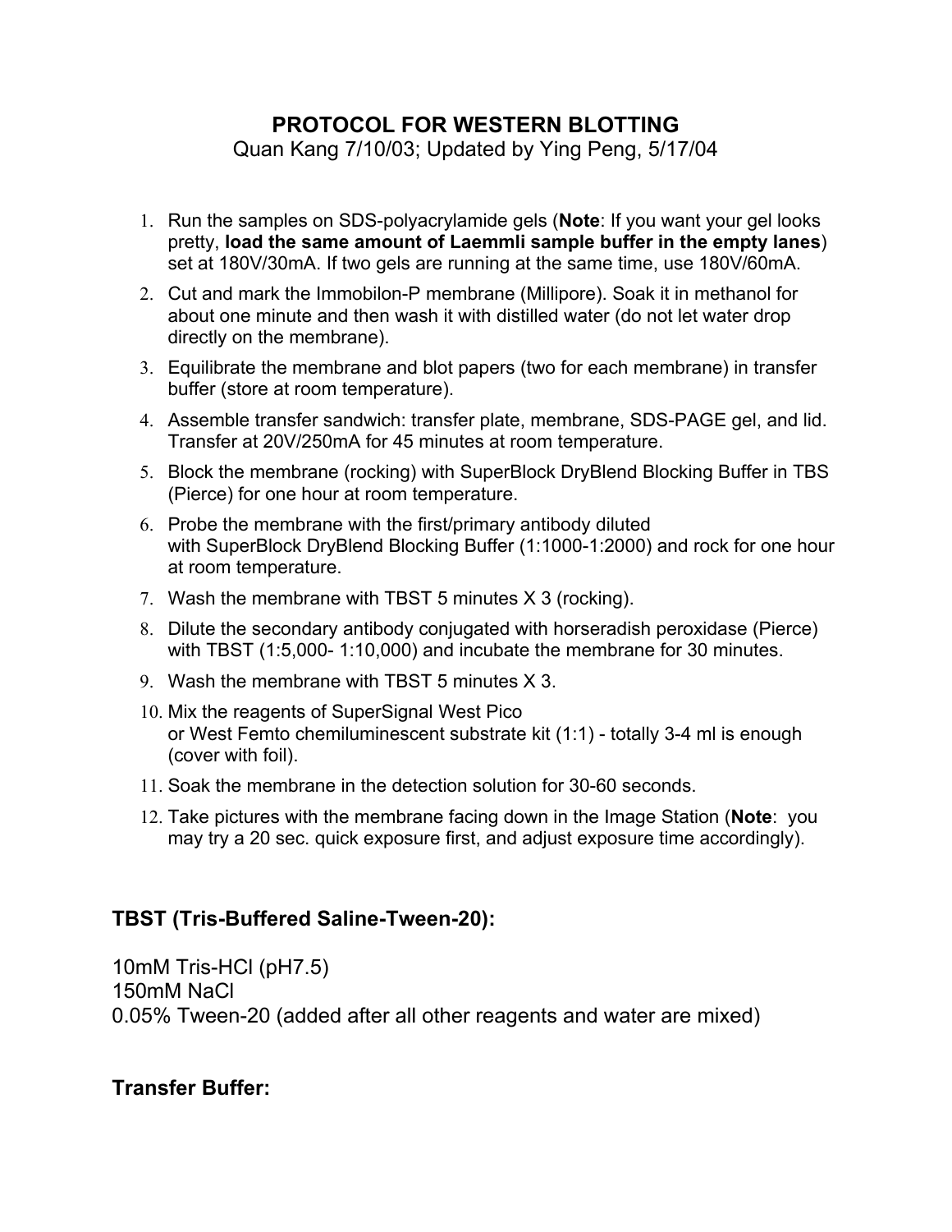# PROTOCOL FOR WESTERN BLOTTING

Quan Kang 7/10/03; Updated by Ying Peng, 5/17/04

1. Run the samples on SDS-polyacrylamide gels (**Note**: If you want your gel looks pretty, **load the same amount of Laemmli sample buffer in the empty lanes**) set at 180V/30mA. If two gels are running at the same time, use 180V/60mA.
2. Cut and mark the Immobilon-P membrane (Millipore). Soak it in methanol for about one minute and then wash it with distilled water (do not let water drop directly on the membrane).
3. Equilibrate the membrane and blot papers (two for each membrane) in transfer buffer (store at room temperature).
4. Assemble transfer sandwich: transfer plate, membrane, SDS-PAGE gel, and lid. Transfer at 20V/250mA for 45 minutes at room temperature.
5. Block the membrane (rocking) with SuperBlock DryBlend Blocking Buffer in TBS (Pierce) for one hour at room temperature.
6. Probe the membrane with the first/primary antibody diluted with SuperBlock DryBlend Blocking Buffer (1:1000-1:2000) and rock for one hour at room temperature.
7. Wash the membrane with TBST 5 minutes X 3 (rocking).
8. Dilute the secondary antibody conjugated with horseradish peroxidase (Pierce) with TBST (1:5,000- 1:10,000) and incubate the membrane for 30 minutes.
9. Wash the membrane with TBST 5 minutes X 3.
10. Mix the reagents of SuperSignal West Pico or West Femto chemiluminescent substrate kit (1:1) - totally 3-4 ml is enough (cover with foil).
11. Soak the membrane in the detection solution for 30-60 seconds.
12. Take pictures with the membrane facing down in the Image Station (**Note**: you may try a 20 sec. quick exposure first, and adjust exposure time accordingly).

## TBST (Tris-Buffered Saline-Tween-20):

10mM Tris-HCl (pH7.5)
150mM NaCl
0.05% Tween-20 (added after all other reagents and water are mixed)

## Transfer Buffer: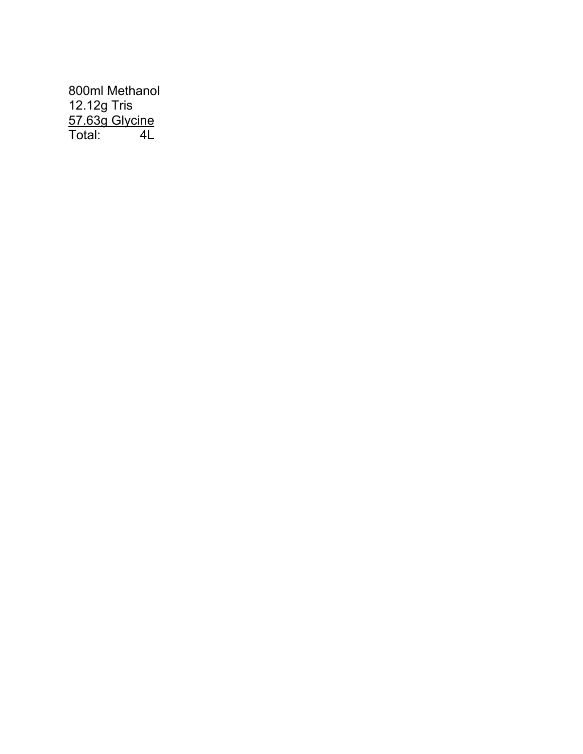800ml Methanol
12.12g Tris
<u>57.63g Glycine</u>
Total: 4L